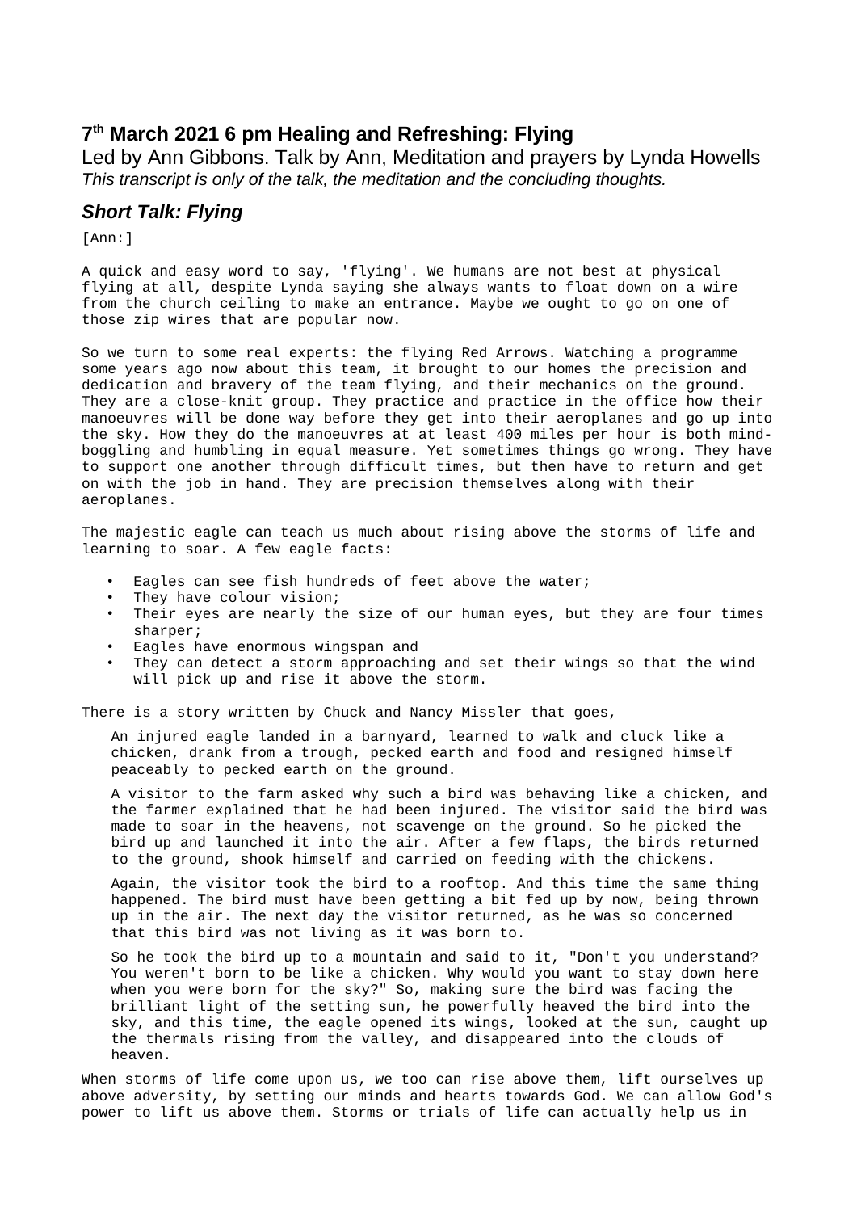## 7th March 2021 6 pm Healing and Refreshing: Flying

Led by Ann Gibbons. Talk by Ann, Meditation and prayers by Lynda Howells

*This transcript is only of the talk, the meditation and the concluding thoughts.*

### *Short Talk: Flying*

[Ann:]

A quick and easy word to say, 'flying'. We humans are not best at physical flying at all, despite Lynda saying she always wants to float down on a wire from the church ceiling to make an entrance. Maybe we ought to go on one of those zip wires that are popular now.

So we turn to some real experts: the flying Red Arrows. Watching a programme some years ago now about this team, it brought to our homes the precision and dedication and bravery of the team flying, and their mechanics on the ground. They are a close-knit group. They practice and practice in the office how their manoeuvres will be done way before they get into their aeroplanes and go up into the sky. How they do the manoeuvres at at least 400 miles per hour is both mind-boggling and humbling in equal measure. Yet sometimes things go wrong. They have to support one another through difficult times, but then have to return and get on with the job in hand. They are precision themselves along with their aeroplanes.

The majestic eagle can teach us much about rising above the storms of life and learning to soar. A few eagle facts:

- Eagles can see fish hundreds of feet above the water;
- They have colour vision;
- Their eyes are nearly the size of our human eyes, but they are four times sharper;
- Eagles have enormous wingspan and
- They can detect a storm approaching and set their wings so that the wind will pick up and rise it above the storm.

There is a story written by Chuck and Nancy Missler that goes,

> An injured eagle landed in a barnyard, learned to walk and cluck like a chicken, drank from a trough, pecked earth and food and resigned himself peaceably to pecked earth on the ground.
>
> A visitor to the farm asked why such a bird was behaving like a chicken, and the farmer explained that he had been injured. The visitor said the bird was made to soar in the heavens, not scavenge on the ground. So he picked the bird up and launched it into the air. After a few flaps, the birds returned to the ground, shook himself and carried on feeding with the chickens.
>
> Again, the visitor took the bird to a rooftop. And this time the same thing happened. The bird must have been getting a bit fed up by now, being thrown up in the air. The next day the visitor returned, as he was so concerned that this bird was not living as it was born to.
>
> So he took the bird up to a mountain and said to it, "Don't you understand? You weren't born to be like a chicken. Why would you want to stay down here when you were born for the sky?" So, making sure the bird was facing the brilliant light of the setting sun, he powerfully heaved the bird into the sky, and this time, the eagle opened its wings, looked at the sun, caught up the thermals rising from the valley, and disappeared into the clouds of heaven.

When storms of life come upon us, we too can rise above them, lift ourselves up above adversity, by setting our minds and hearts towards God. We can allow God's power to lift us above them. Storms or trials of life can actually help us in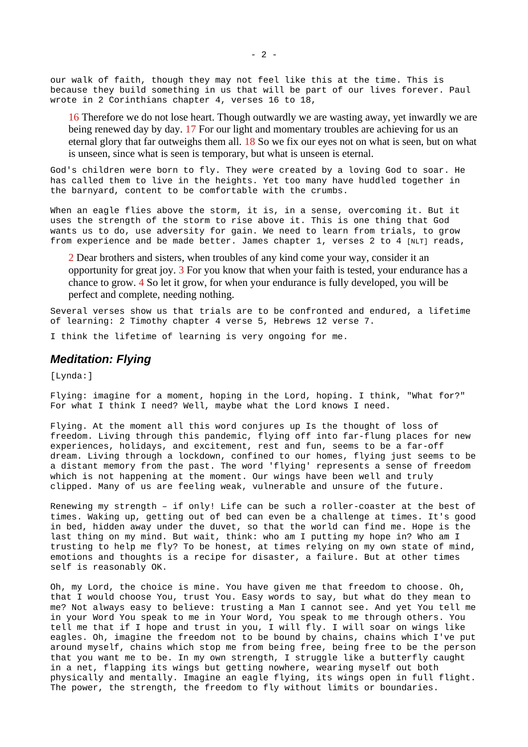our walk of faith, though they may not feel like this at the time. This is because they build something in us that will be part of our lives forever. Paul wrote in 2 Corinthians chapter 4, verses 16 to 18,

> 16 Therefore we do not lose heart. Though outwardly we are wasting away, yet inwardly we are being renewed day by day. 17 For our light and momentary troubles are achieving for us an eternal glory that far outweighs them all. 18 So we fix our eyes not on what is seen, but on what is unseen, since what is seen is temporary, but what is unseen is eternal.

God's children were born to fly. They were created by a loving God to soar. He has called them to live in the heights. Yet too many have huddled together in the barnyard, content to be comfortable with the crumbs.

When an eagle flies above the storm, it is, in a sense, overcoming it. But it uses the strength of the storm to rise above it. This is one thing that God wants us to do, use adversity for gain. We need to learn from trials, to grow from experience and be made better. James chapter 1, verses 2 to 4 [NLT] reads,

> 2 Dear brothers and sisters, when troubles of any kind come your way, consider it an opportunity for great joy. 3 For you know that when your faith is tested, your endurance has a chance to grow. 4 So let it grow, for when your endurance is fully developed, you will be perfect and complete, needing nothing.

Several verses show us that trials are to be confronted and endured, a lifetime of learning: 2 Timothy chapter 4 verse 5, Hebrews 12 verse 7.

I think the lifetime of learning is very ongoing for me.

## Meditation: Flying

[Lynda:]

Flying: imagine for a moment, hoping in the Lord, hoping. I think, "What for?" For what I think I need? Well, maybe what the Lord knows I need.

Flying. At the moment all this word conjures up Is the thought of loss of freedom. Living through this pandemic, flying off into far-flung places for new experiences, holidays, and excitement, rest and fun, seems to be a far-off dream. Living through a lockdown, confined to our homes, flying just seems to be a distant memory from the past. The word 'flying' represents a sense of freedom which is not happening at the moment. Our wings have been well and truly clipped. Many of us are feeling weak, vulnerable and unsure of the future.

Renewing my strength – if only! Life can be such a roller-coaster at the best of times. Waking up, getting out of bed can even be a challenge at times. It's good in bed, hidden away under the duvet, so that the world can find me. Hope is the last thing on my mind. But wait, think: who am I putting my hope in? Who am I trusting to help me fly? To be honest, at times relying on my own state of mind, emotions and thoughts is a recipe for disaster, a failure. But at other times self is reasonably OK.

Oh, my Lord, the choice is mine. You have given me that freedom to choose. Oh, that I would choose You, trust You. Easy words to say, but what do they mean to me? Not always easy to believe: trusting a Man I cannot see. And yet You tell me in your Word You speak to me in Your Word, You speak to me through others. You tell me that if I hope and trust in you, I will fly. I will soar on wings like eagles. Oh, imagine the freedom not to be bound by chains, chains which I've put around myself, chains which stop me from being free, being free to be the person that you want me to be. In my own strength, I struggle like a butterfly caught in a net, flapping its wings but getting nowhere, wearing myself out both physically and mentally. Imagine an eagle flying, its wings open in full flight. The power, the strength, the freedom to fly without limits or boundaries.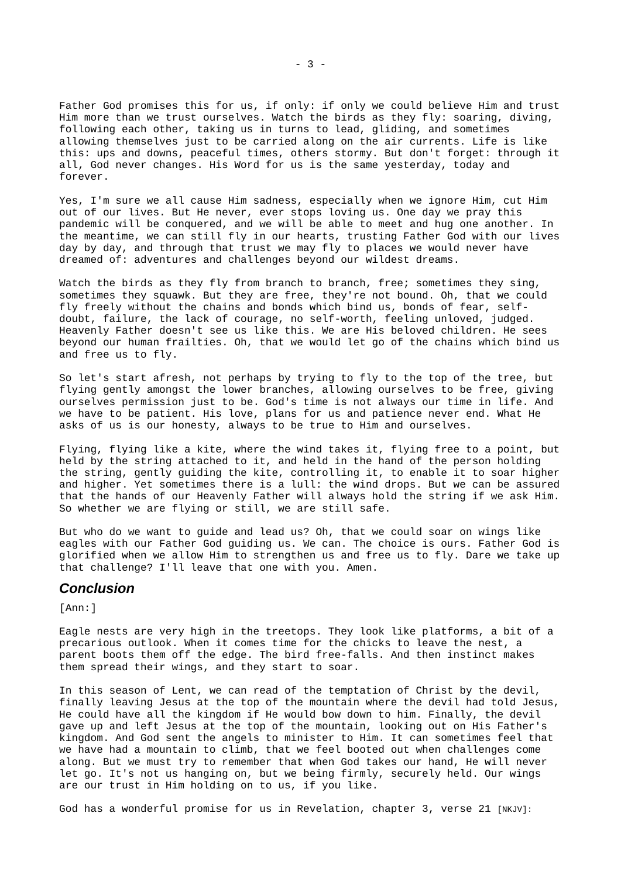Father God promises this for us, if only: if only we could believe Him and trust Him more than we trust ourselves. Watch the birds as they fly: soaring, diving, following each other, taking us in turns to lead, gliding, and sometimes allowing themselves just to be carried along on the air currents. Life is like this: ups and downs, peaceful times, others stormy. But don't forget: through it all, God never changes. His Word for us is the same yesterday, today and forever.

Yes, I'm sure we all cause Him sadness, especially when we ignore Him, cut Him out of our lives. But He never, ever stops loving us. One day we pray this pandemic will be conquered, and we will be able to meet and hug one another. In the meantime, we can still fly in our hearts, trusting Father God with our lives day by day, and through that trust we may fly to places we would never have dreamed of: adventures and challenges beyond our wildest dreams.

Watch the birds as they fly from branch to branch, free; sometimes they sing, sometimes they squawk. But they are free, they're not bound. Oh, that we could fly freely without the chains and bonds which bind us, bonds of fear, self-doubt, failure, the lack of courage, no self-worth, feeling unloved, judged. Heavenly Father doesn't see us like this. We are His beloved children. He sees beyond our human frailties. Oh, that we would let go of the chains which bind us and free us to fly.

So let's start afresh, not perhaps by trying to fly to the top of the tree, but flying gently amongst the lower branches, allowing ourselves to be free, giving ourselves permission just to be. God's time is not always our time in life. And we have to be patient. His love, plans for us and patience never end. What He asks of us is our honesty, always to be true to Him and ourselves.

Flying, flying like a kite, where the wind takes it, flying free to a point, but held by the string attached to it, and held in the hand of the person holding the string, gently guiding the kite, controlling it, to enable it to soar higher and higher. Yet sometimes there is a lull: the wind drops. But we can be assured that the hands of our Heavenly Father will always hold the string if we ask Him. So whether we are flying or still, we are still safe.

But who do we want to guide and lead us? Oh, that we could soar on wings like eagles with our Father God guiding us. We can. The choice is ours. Father God is glorified when we allow Him to strengthen us and free us to fly. Dare we take up that challenge? I'll leave that one with you. Amen.

## *Conclusion*

[Ann:]

Eagle nests are very high in the treetops. They look like platforms, a bit of a precarious outlook. When it comes time for the chicks to leave the nest, a parent boots them off the edge. The bird free-falls. And then instinct makes them spread their wings, and they start to soar.

In this season of Lent, we can read of the temptation of Christ by the devil, finally leaving Jesus at the top of the mountain where the devil had told Jesus, He could have all the kingdom if He would bow down to him. Finally, the devil gave up and left Jesus at the top of the mountain, looking out on His Father's kingdom. And God sent the angels to minister to Him. It can sometimes feel that we have had a mountain to climb, that we feel booted out when challenges come along. But we must try to remember that when God takes our hand, He will never let go. It's not us hanging on, but we being firmly, securely held. Our wings are our trust in Him holding on to us, if you like.

God has a wonderful promise for us in Revelation, chapter 3, verse 21 [NKJV]: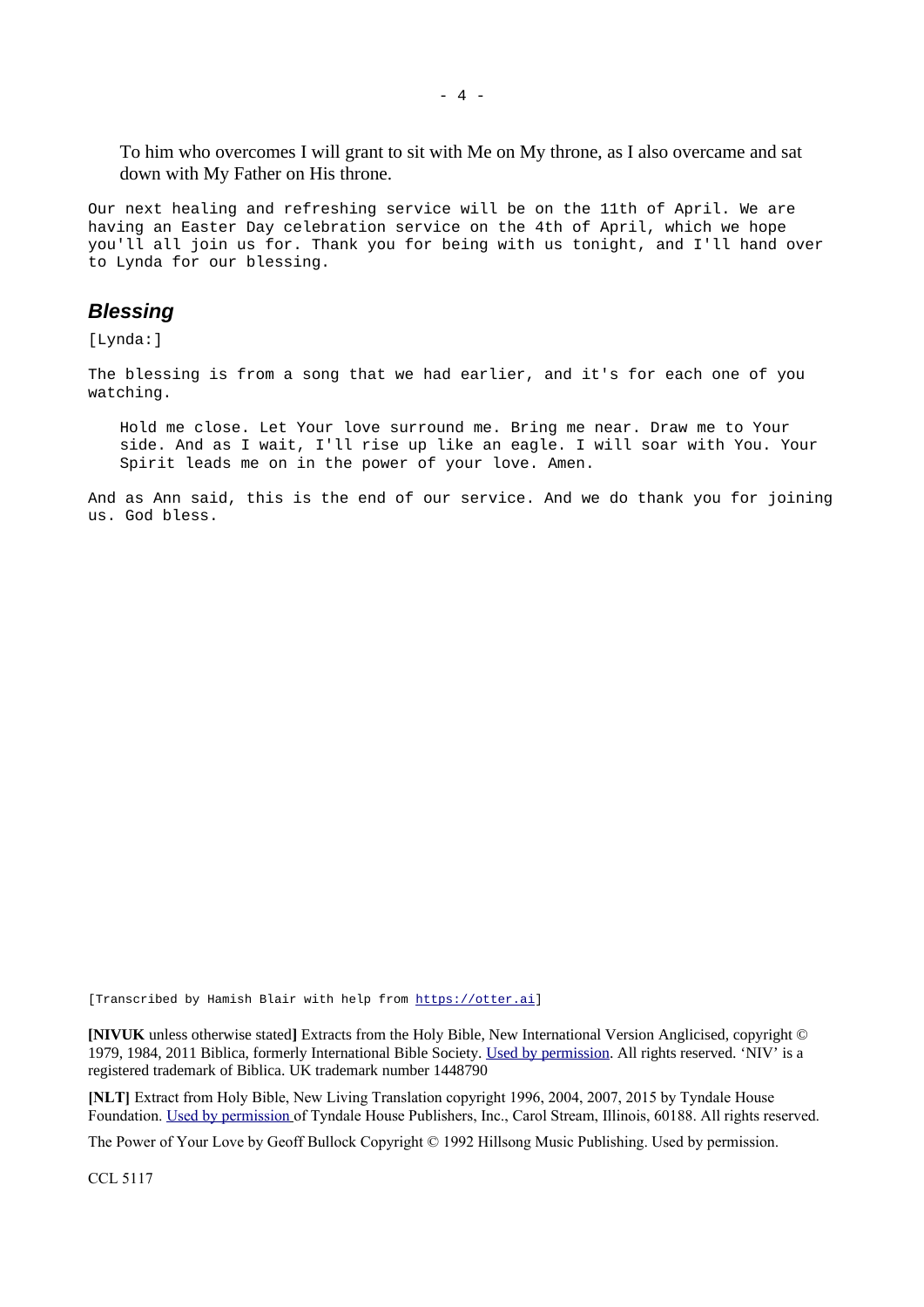> To him who overcomes I will grant to sit with Me on My throne, as I also overcame and sat down with My Father on His throne.

Our next healing and refreshing service will be on the 11th of April. We are having an Easter Day celebration service on the 4th of April, which we hope you'll all join us for. Thank you for being with us tonight, and I'll hand over to Lynda for our blessing.

## *Blessing*

[Lynda:]

The blessing is from a song that we had earlier, and it's for each one of you watching.

> Hold me close. Let Your love surround me. Bring me near. Draw me to Your side. And as I wait, I'll rise up like an eagle. I will soar with You. Your Spirit leads me on in the power of your love. Amen.

And as Ann said, this is the end of our service. And we do thank you for joining us. God bless.

[Transcribed by Hamish Blair with help from https://otter.ai]

**[NIVUK** unless otherwise stated**]** Extracts from the Holy Bible, New International Version Anglicised, copyright © 1979, 1984, 2011 Biblica, formerly International Bible Society. Used by permission. All rights reserved. 'NIV' is a registered trademark of Biblica. UK trademark number 1448790

**[NLT]** Extract from Holy Bible, New Living Translation copyright 1996, 2004, 2007, 2015 by Tyndale House Foundation. Used by permission of Tyndale House Publishers, Inc., Carol Stream, Illinois, 60188. All rights reserved.

The Power of Your Love by Geoff Bullock Copyright © 1992 Hillsong Music Publishing. Used by permission.

CCL 5117